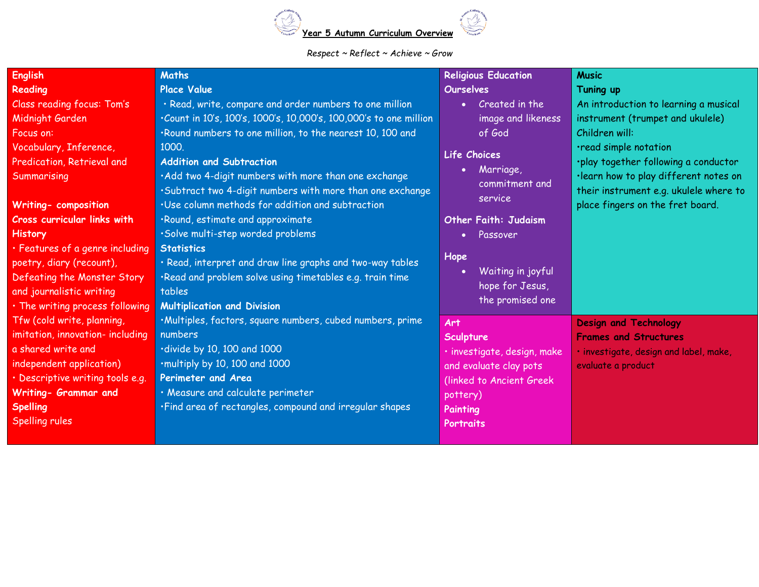# Year 5 Autumn Curriculum Overview

*Respect ~ Reflect ~ Achieve ~ Grow*

## English

**Reading**

Class reading focus: Tom's Midnight Garden

Focus on:

Vocabulary, Inference, Predication, Retrieval and Summarising

**Writing- composition**

**Cross curricular links with History**

- Features of a genre including poetry, diary (recount), Defeating the Monster Story and journalistic writing
- The writing process following Tfw (cold write, planning, imitation, innovation- including a shared write and independent application)
- Descriptive writing tools e.g.

**Writing- Grammar and Spelling**

Spelling rules

## Maths

**Place Value**

- Read, write, compare and order numbers to one million
- Count in 10's, 100's, 1000's, 10,000's, 100,000's to one million
- Round numbers to one million, to the nearest 10, 100 and 1000.

**Addition and Subtraction**

- Add two 4-digit numbers with more than one exchange
- Subtract two 4-digit numbers with more than one exchange
- Use column methods for addition and subtraction
- Round, estimate and approximate
- Solve multi-step worded problems

**Statistics**

- Read, interpret and draw line graphs and two-way tables
- Read and problem solve using timetables e.g. train time tables

**Multiplication and Division**

- Multiples, factors, square numbers, cubed numbers, prime numbers
- divide by 10, 100 and 1000
- multiply by 10, 100 and 1000

**Perimeter and Area**

- Measure and calculate perimeter
- Find area of rectangles, compound and irregular shapes

## Religious Education

**Ourselves**

- Created in the image and likeness of God

**Life Choices**

- Marriage, commitment and service

**Other Faith: Judaism**

- Passover

**Hope**

- Waiting in joyful hope for Jesus, the promised one

## Music

**Tuning up**

An introduction to learning a musical instrument (trumpet and ukulele)

Children will:

- read simple notation
- play together following a conductor
- learn how to play different notes on their instrument e.g. ukulele where to place fingers on the fret board.

## Art

**Sculpture**

- investigate, design, make and evaluate clay pots (linked to Ancient Greek pottery)

**Painting**

**Portraits**

## Design and Technology

**Frames and Structures**

- investigate, design and label, make, evaluate a product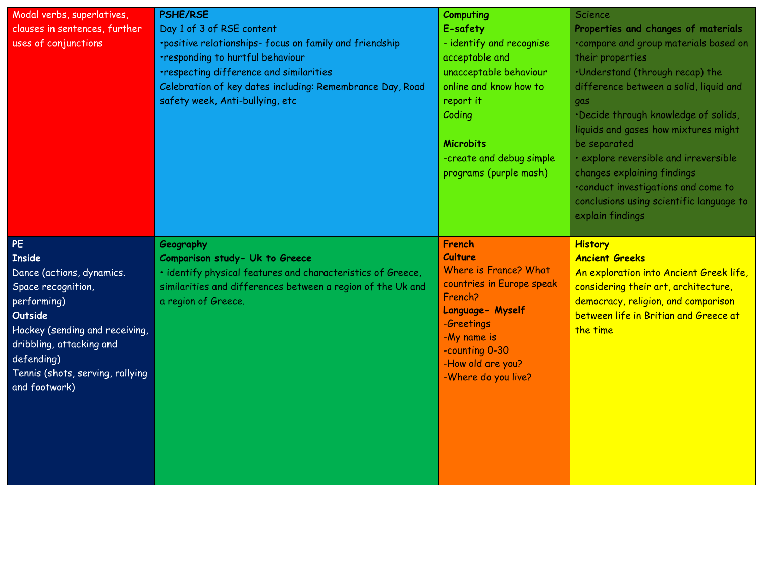| | | | |
|---|---|---|---|
| Modal verbs, superlatives, clauses in sentences, further uses of conjunctions | **PSHE/RSE**<br>Day 1 of 3 of RSE content<br>•positive relationships- focus on family and friendship<br>•responding to hurtful behaviour<br>•respecting difference and similarities<br>Celebration of key dates including: Remembrance Day, Road safety week, Anti-bullying, etc | **Computing**<br>**E-safety**<br>- identify and recognise acceptable and unacceptable behaviour online and know how to report it<br>Coding<br><br>**Microbits**<br>-create and debug simple programs (purple mash) | Science<br>**Properties and changes of materials**<br>•compare and group materials based on their properties<br>•Understand (through recap) the difference between a solid, liquid and gas<br>•Decide through knowledge of solids, liquids and gases how mixtures might be separated<br>• explore reversible and irreversible changes explaining findings<br>•conduct investigations and come to conclusions using scientific language to explain findings |
| **PE**<br>**Inside**<br>Dance (actions, dynamics. Space recognition, performing)<br>**Outside**<br>Hockey (sending and receiving, dribbling, attacking and defending)<br>Tennis (shots, serving, rallying and footwork) | **Geography**<br>**Comparison study- Uk to Greece**<br>• identify physical features and characteristics of Greece, similarities and differences between a region of the Uk and a region of Greece. | **French**<br>**Culture**<br>Where is France? What countries in Europe speak French?<br>**Language- Myself**<br>-Greetings<br>-My name is<br>-counting 0-30<br>-How old are you?<br>-Where do you live? | **History**<br>**Ancient Greeks**<br>An exploration into Ancient Greek life, considering their art, architecture, democracy, religion, and comparison between life in Britian and Greece at the time |